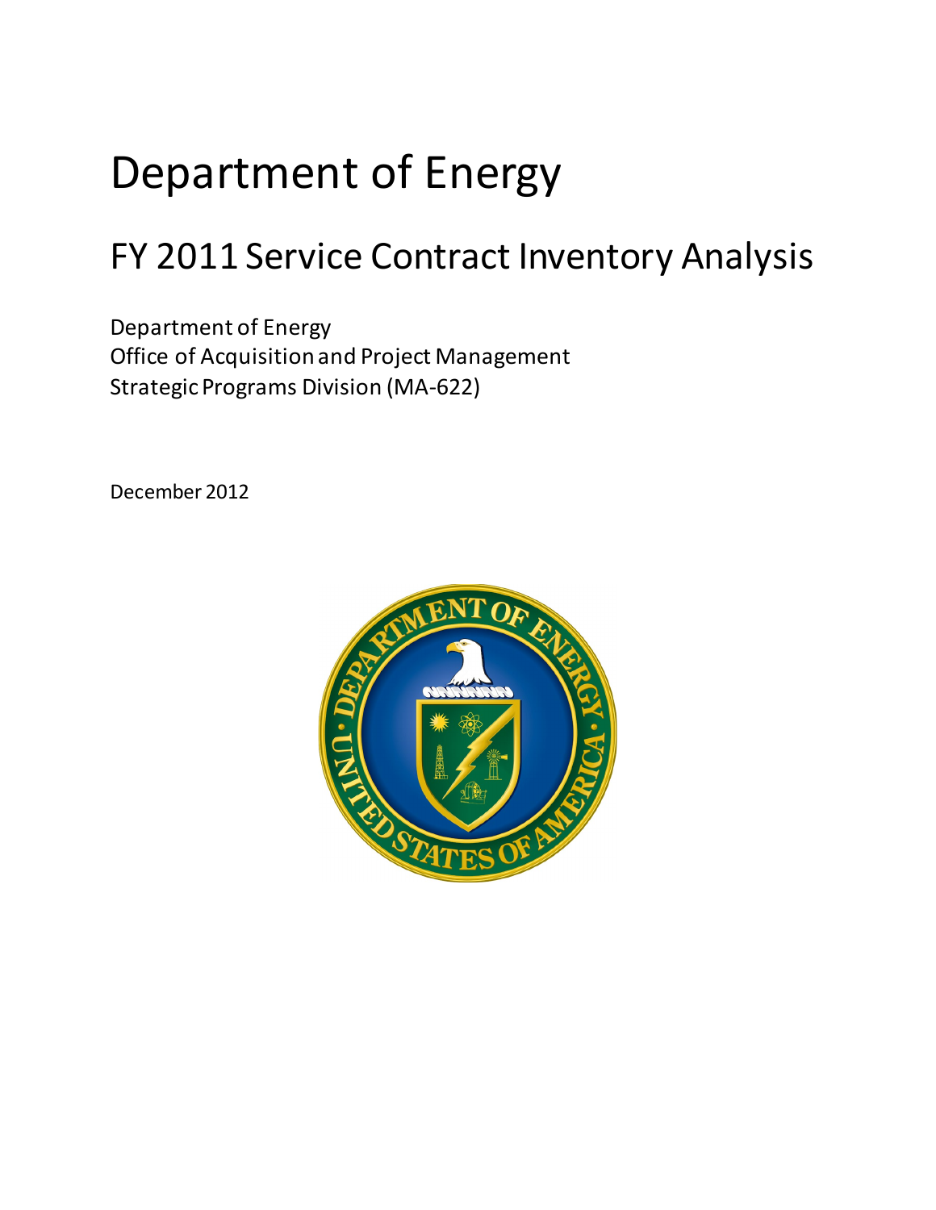# Department of Energy

## FY 2011 Service Contract Inventory Analysis

Department of Energy
Office of Acquisition and Project Management
Strategic Programs Division (MA-622)

December 2012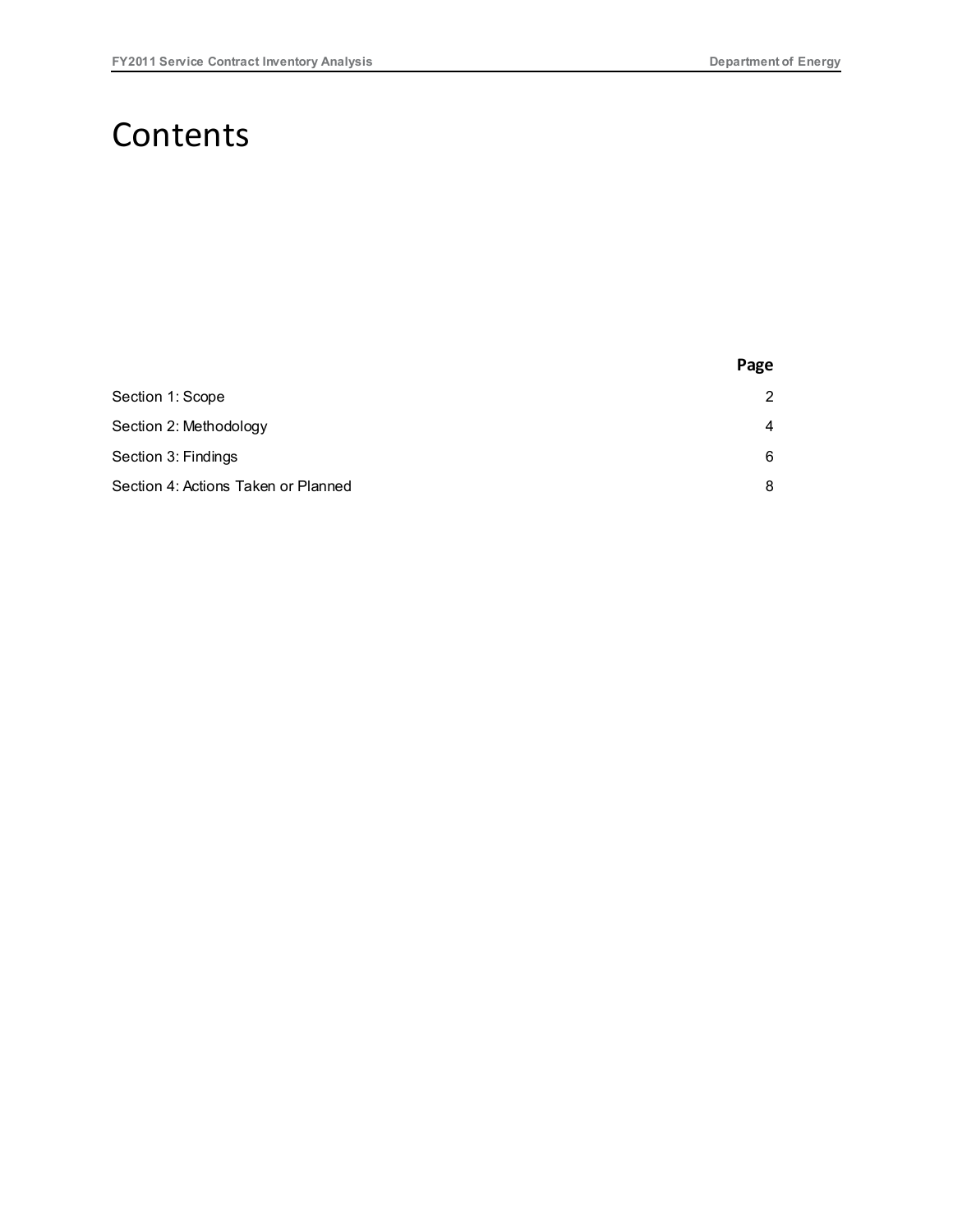# Contents

| | Page |
|---|---|
| Section 1: Scope | 2 |
| Section 2: Methodology | 4 |
| Section 3: Findings | 6 |
| Section 4: Actions Taken or Planned | 8 |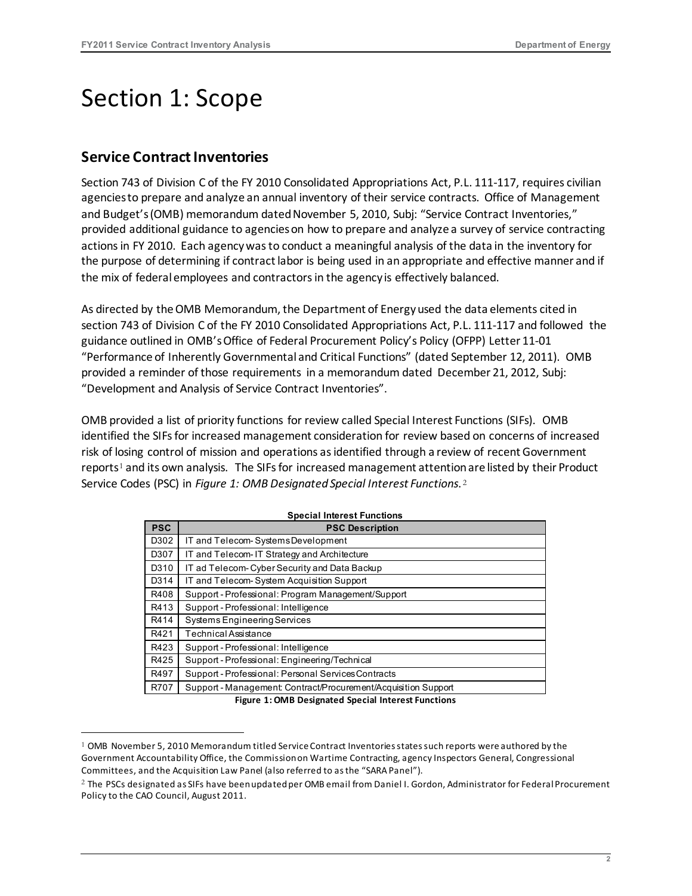# Section 1: Scope

## Service Contract Inventories

Section 743 of Division C of the FY 2010 Consolidated Appropriations Act, P.L. 111-117, requires civilian agencies to prepare and analyze an annual inventory of their service contracts. Office of Management and Budget's (OMB) memorandum dated November 5, 2010, Subj: "Service Contract Inventories," provided additional guidance to agencies on how to prepare and analyze a survey of service contracting actions in FY 2010. Each agency was to conduct a meaningful analysis of the data in the inventory for the purpose of determining if contract labor is being used in an appropriate and effective manner and if the mix of federal employees and contractors in the agency is effectively balanced.

As directed by the OMB Memorandum, the Department of Energy used the data elements cited in section 743 of Division C of the FY 2010 Consolidated Appropriations Act, P.L. 111-117 and followed the guidance outlined in OMB's Office of Federal Procurement Policy's Policy (OFPP) Letter 11-01 "Performance of Inherently Governmental and Critical Functions" (dated September 12, 2011). OMB provided a reminder of those requirements in a memorandum dated December 21, 2012, Subj: "Development and Analysis of Service Contract Inventories".

OMB provided a list of priority functions for review called Special Interest Functions (SIFs). OMB identified the SIFs for increased management consideration for review based on concerns of increased risk of losing control of mission and operations as identified through a review of recent Government reports[1] and its own analysis. The SIFs for increased management attention are listed by their Product Service Codes (PSC) in *Figure 1: OMB Designated Special Interest Functions.*[2]

**Special Interest Functions**

| PSC | PSC Description |
|---|---|
| D302 | IT and Telecom- Systems Development |
| D307 | IT and Telecom- IT Strategy and Architecture |
| D310 | IT ad Telecom- Cyber Security and Data Backup |
| D314 | IT and Telecom- System Acquisition Support |
| R408 | Support - Professional: Program Management/Support |
| R413 | Support - Professional: Intelligence |
| R414 | Systems Engineering Services |
| R421 | Technical Assistance |
| R423 | Support - Professional: Intelligence |
| R425 | Support - Professional: Engineering/Technical |
| R497 | Support - Professional: Personal Services Contracts |
| R707 | Support - Management: Contract/Procurement/Acquisition Support |

**Figure 1: OMB Designated Special Interest Functions**

---

[1] OMB November 5, 2010 Memorandum titled Service Contract Inventories states such reports were authored by the Government Accountability Office, the Commission on Wartime Contracting, agency Inspectors General, Congressional Committees, and the Acquisition Law Panel (also referred to as the "SARA Panel").

[2] The PSCs designated as SIFs have been updated per OMB email from Daniel I. Gordon, Administrator for Federal Procurement Policy to the CAO Council, August 2011.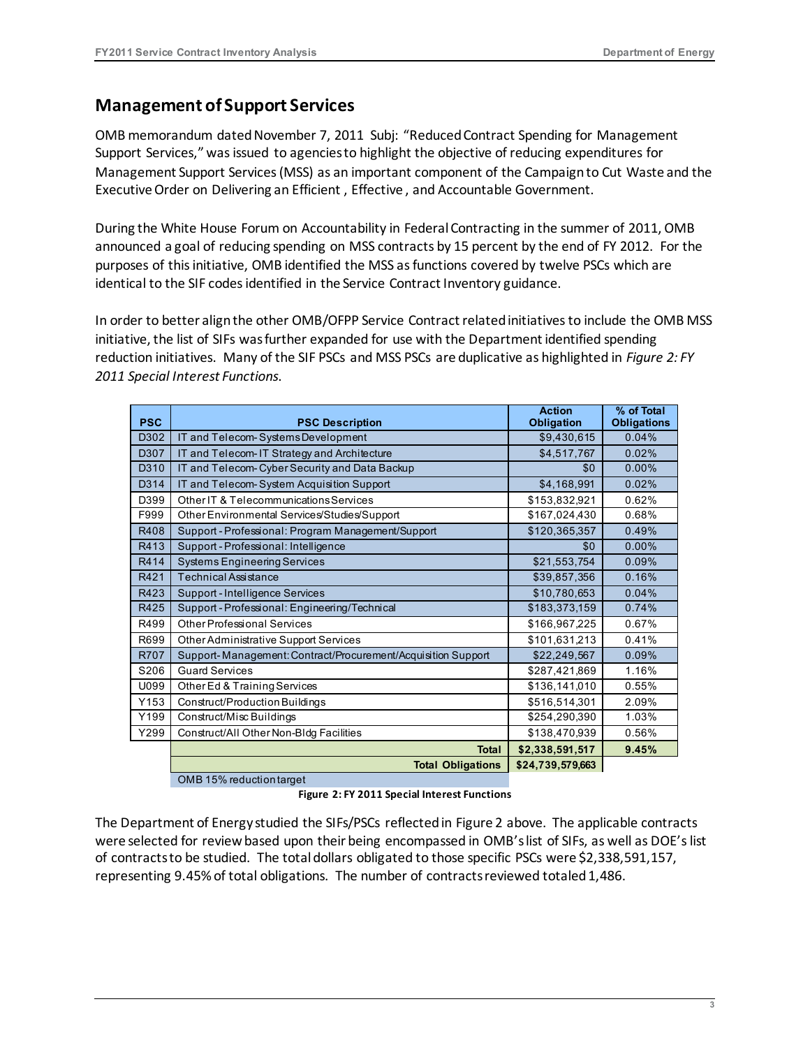## Management of Support Services

OMB memorandum dated November 7, 2011 Subj: "Reduced Contract Spending for Management Support Services," was issued to agencies to highlight the objective of reducing expenditures for Management Support Services (MSS) as an important component of the Campaign to Cut Waste and the Executive Order on Delivering an Efficient , Effective , and Accountable Government.

During the White House Forum on Accountability in Federal Contracting in the summer of 2011, OMB announced a goal of reducing spending on MSS contracts by 15 percent by the end of FY 2012. For the purposes of this initiative, OMB identified the MSS as functions covered by twelve PSCs which are identical to the SIF codes identified in the Service Contract Inventory guidance.

In order to better align the other OMB/OFPP Service Contract related initiatives to include the OMB MSS initiative, the list of SIFs was further expanded for use with the Department identified spending reduction initiatives. Many of the SIF PSCs and MSS PSCs are duplicative as highlighted in *Figure 2: FY 2011 Special Interest Functions.*

| PSC | PSC Description | Action Obligation | % of Total Obligations |
|---|---|---|---|
| D302 | IT and Telecom- Systems Development | $9,430,615 | 0.04% |
| D307 | IT and Telecom- IT Strategy and Architecture | $4,517,767 | 0.02% |
| D310 | IT and Telecom- Cyber Security and Data Backup | $0 | 0.00% |
| D314 | IT and Telecom- System Acquisition Support | $4,168,991 | 0.02% |
| D399 | Other IT & Telecommunications Services | $153,832,921 | 0.62% |
| F999 | Other Environmental Services/Studies/Support | $167,024,430 | 0.68% |
| R408 | Support - Professional: Program Management/Support | $120,365,357 | 0.49% |
| R413 | Support - Professional: Intelligence | $0 | 0.00% |
| R414 | Systems Engineering Services | $21,553,754 | 0.09% |
| R421 | Technical Assistance | $39,857,356 | 0.16% |
| R423 | Support - Intelligence Services | $10,780,653 | 0.04% |
| R425 | Support - Professional: Engineering/Technical | $183,373,159 | 0.74% |
| R499 | Other Professional Services | $166,967,225 | 0.67% |
| R699 | Other Administrative Support Services | $101,631,213 | 0.41% |
| R707 | Support- Management: Contract/Procurement/Acquisition Support | $22,249,567 | 0.09% |
| S206 | Guard Services | $287,421,869 | 1.16% |
| U099 | Other Ed & Training Services | $136,141,010 | 0.55% |
| Y153 | Construct/Production Buildings | $516,514,301 | 2.09% |
| Y199 | Construct/Misc Buildings | $254,290,390 | 1.03% |
| Y299 | Construct/All Other Non-Bldg Facilities | $138,470,939 | 0.56% |
| | **Total** | **$2,338,591,517** | **9.45%** |
| | **Total Obligations** | **$24,739,579,663** | |
| | OMB 15% reduction target | | |

**Figure 2: FY 2011 Special Interest Functions**

The Department of Energy studied the SIFs/PSCs reflected in Figure 2 above. The applicable contracts were selected for review based upon their being encompassed in OMB's list of SIFs, as well as DOE's list of contracts to be studied. The total dollars obligated to those specific PSCs were $2,338,591,157, representing 9.45% of total obligations. The number of contracts reviewed totaled 1,486.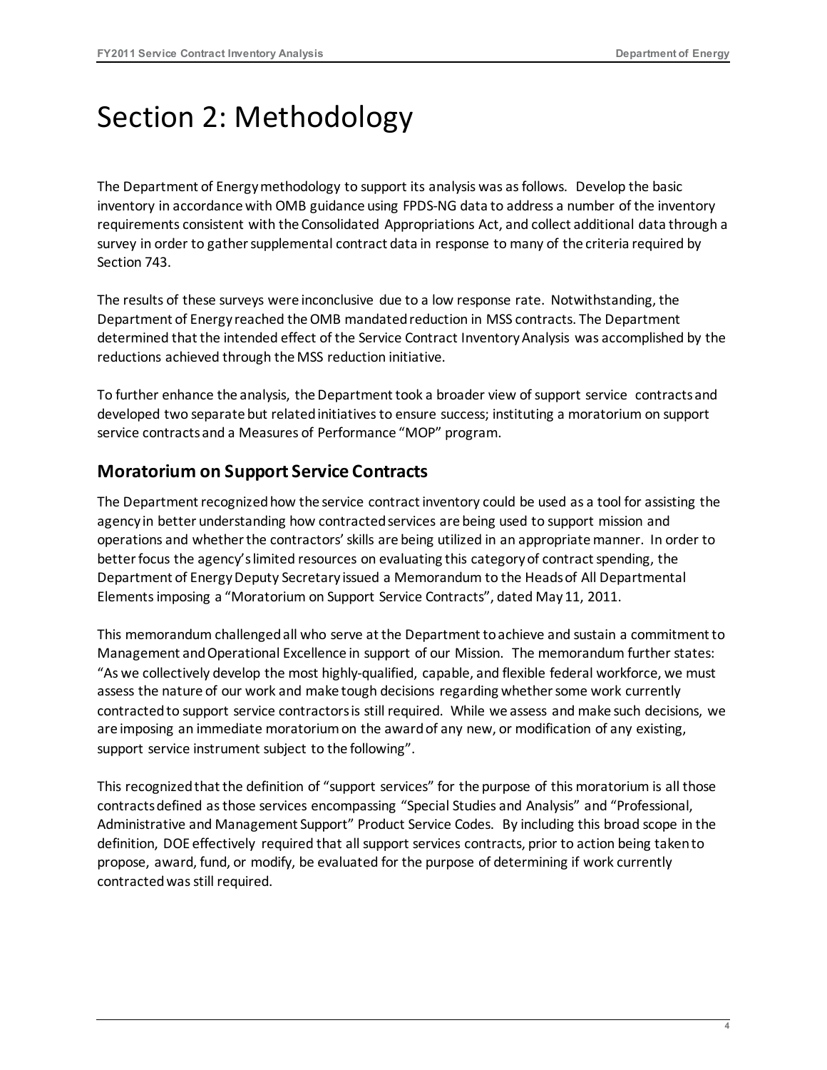# Section 2: Methodology

The Department of Energy methodology to support its analysis was as follows. Develop the basic inventory in accordance with OMB guidance using FPDS-NG data to address a number of the inventory requirements consistent with the Consolidated Appropriations Act, and collect additional data through a survey in order to gather supplemental contract data in response to many of the criteria required by Section 743.

The results of these surveys were inconclusive due to a low response rate. Notwithstanding, the Department of Energy reached the OMB mandated reduction in MSS contracts. The Department determined that the intended effect of the Service Contract Inventory Analysis was accomplished by the reductions achieved through the MSS reduction initiative.

To further enhance the analysis, the Department took a broader view of support service contracts and developed two separate but related initiatives to ensure success; instituting a moratorium on support service contracts and a Measures of Performance "MOP" program.

## Moratorium on Support Service Contracts

The Department recognized how the service contract inventory could be used as a tool for assisting the agency in better understanding how contracted services are being used to support mission and operations and whether the contractors' skills are being utilized in an appropriate manner. In order to better focus the agency's limited resources on evaluating this category of contract spending, the Department of Energy Deputy Secretary issued a Memorandum to the Heads of All Departmental Elements imposing a "Moratorium on Support Service Contracts", dated May 11, 2011.

This memorandum challenged all who serve at the Department to achieve and sustain a commitment to Management and Operational Excellence in support of our Mission. The memorandum further states: "As we collectively develop the most highly-qualified, capable, and flexible federal workforce, we must assess the nature of our work and make tough decisions regarding whether some work currently contracted to support service contractors is still required. While we assess and make such decisions, we are imposing an immediate moratorium on the award of any new, or modification of any existing, support service instrument subject to the following".

This recognized that the definition of "support services" for the purpose of this moratorium is all those contracts defined as those services encompassing "Special Studies and Analysis" and "Professional, Administrative and Management Support" Product Service Codes. By including this broad scope in the definition, DOE effectively required that all support services contracts, prior to action being taken to propose, award, fund, or modify, be evaluated for the purpose of determining if work currently contracted was still required.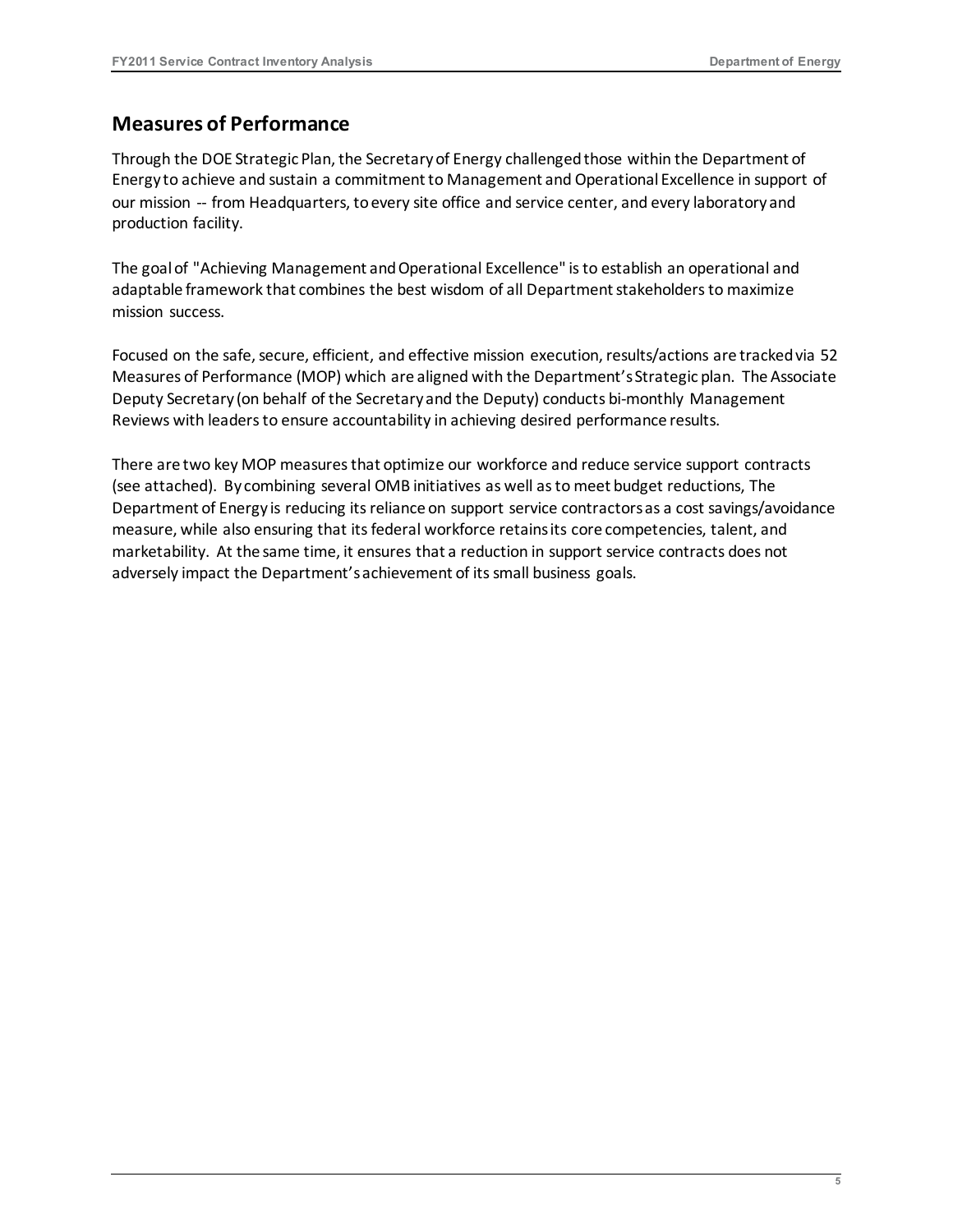## Measures of Performance

Through the DOE Strategic Plan, the Secretary of Energy challenged those within the Department of Energy to achieve and sustain a commitment to Management and Operational Excellence in support of our mission -- from Headquarters, to every site office and service center, and every laboratory and production facility.

The goal of "Achieving Management and Operational Excellence" is to establish an operational and adaptable framework that combines the best wisdom of all Department stakeholders to maximize mission success.

Focused on the safe, secure, efficient, and effective mission execution, results/actions are tracked via 52 Measures of Performance (MOP) which are aligned with the Department's Strategic plan. The Associate Deputy Secretary (on behalf of the Secretary and the Deputy) conducts bi-monthly Management Reviews with leaders to ensure accountability in achieving desired performance results.

There are two key MOP measures that optimize our workforce and reduce service support contracts (see attached). By combining several OMB initiatives as well as to meet budget reductions, The Department of Energy is reducing its reliance on support service contractors as a cost savings/avoidance measure, while also ensuring that its federal workforce retains its core competencies, talent, and marketability. At the same time, it ensures that a reduction in support service contracts does not adversely impact the Department's achievement of its small business goals.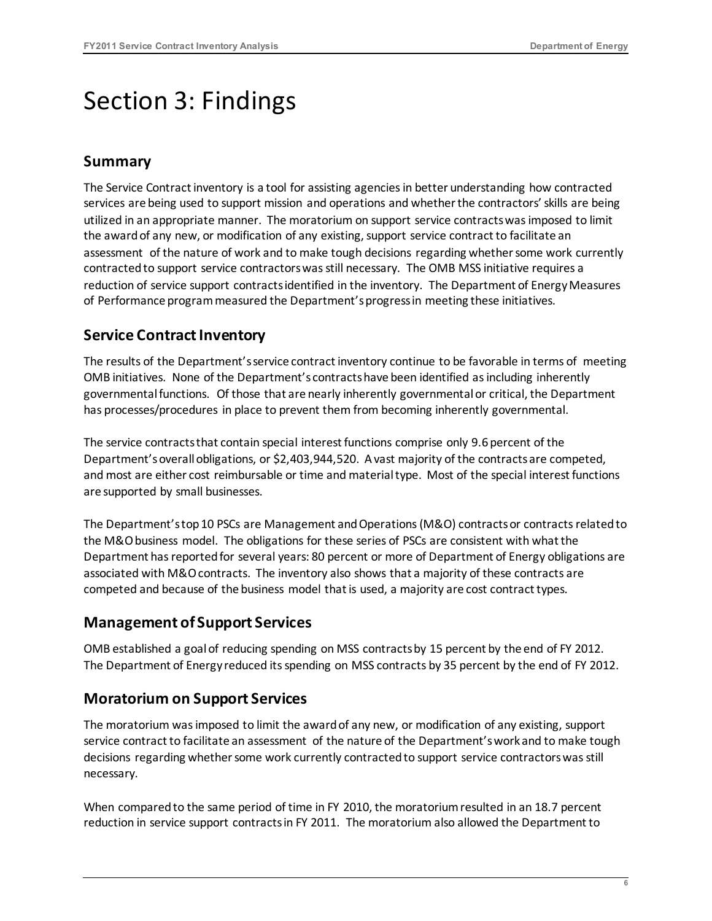# Section 3: Findings

## Summary

The Service Contract inventory is a tool for assisting agencies in better understanding how contracted services are being used to support mission and operations and whether the contractors' skills are being utilized in an appropriate manner. The moratorium on support service contracts was imposed to limit the award of any new, or modification of any existing, support service contract to facilitate an assessment of the nature of work and to make tough decisions regarding whether some work currently contracted to support service contractors was still necessary. The OMB MSS initiative requires a reduction of service support contracts identified in the inventory. The Department of Energy Measures of Performance program measured the Department's progress in meeting these initiatives.

## Service Contract Inventory

The results of the Department's service contract inventory continue to be favorable in terms of meeting OMB initiatives. None of the Department's contracts have been identified as including inherently governmental functions. Of those that are nearly inherently governmental or critical, the Department has processes/procedures in place to prevent them from becoming inherently governmental.

The service contracts that contain special interest functions comprise only 9.6 percent of the Department's overall obligations, or $2,403,944,520. A vast majority of the contracts are competed, and most are either cost reimbursable or time and material type. Most of the special interest functions are supported by small businesses.

The Department's top 10 PSCs are Management and Operations (M&O) contracts or contracts related to the M&O business model. The obligations for these series of PSCs are consistent with what the Department has reported for several years: 80 percent or more of Department of Energy obligations are associated with M&O contracts. The inventory also shows that a majority of these contracts are competed and because of the business model that is used, a majority are cost contract types.

## Management of Support Services

OMB established a goal of reducing spending on MSS contracts by 15 percent by the end of FY 2012. The Department of Energy reduced its spending on MSS contracts by 35 percent by the end of FY 2012.

## Moratorium on Support Services

The moratorium was imposed to limit the award of any new, or modification of any existing, support service contract to facilitate an assessment of the nature of the Department's work and to make tough decisions regarding whether some work currently contracted to support service contractors was still necessary.

When compared to the same period of time in FY 2010, the moratorium resulted in an 18.7 percent reduction in service support contracts in FY 2011. The moratorium also allowed the Department to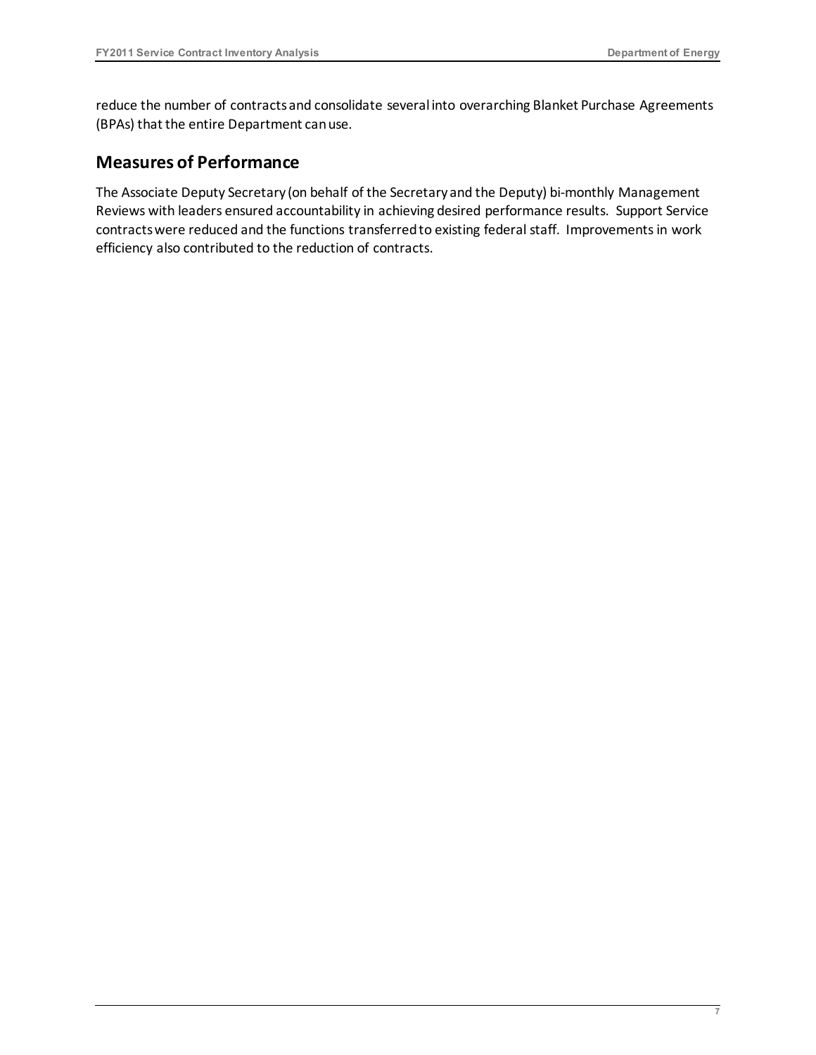reduce the number of contracts and consolidate several into overarching Blanket Purchase Agreements (BPAs) that the entire Department can use.

## Measures of Performance

The Associate Deputy Secretary (on behalf of the Secretary and the Deputy) bi-monthly Management Reviews with leaders ensured accountability in achieving desired performance results. Support Service contracts were reduced and the functions transferred to existing federal staff. Improvements in work efficiency also contributed to the reduction of contracts.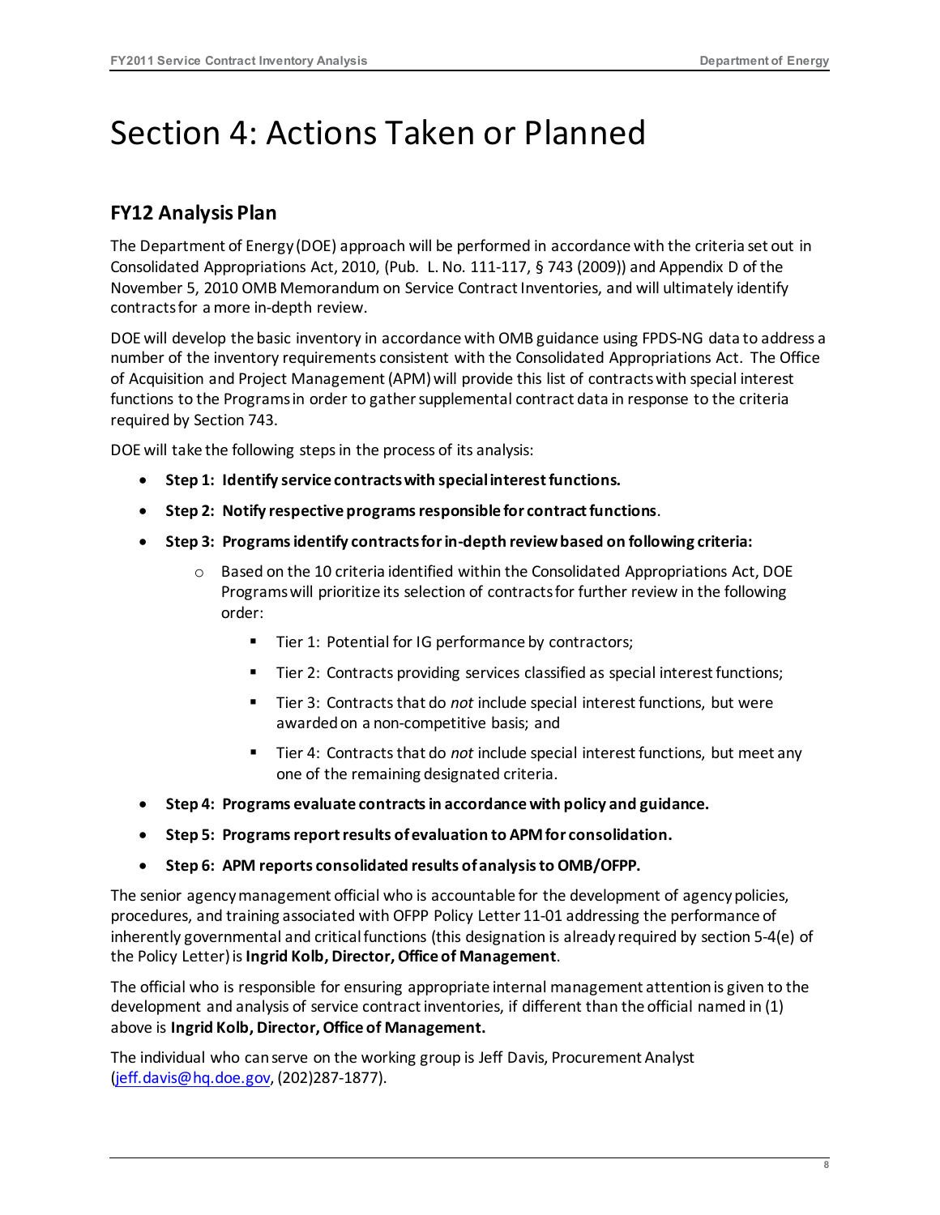# Section 4: Actions Taken or Planned

## FY12 Analysis Plan

The Department of Energy (DOE) approach will be performed in accordance with the criteria set out in Consolidated Appropriations Act, 2010, (Pub. L. No. 111-117, § 743 (2009)) and Appendix D of the November 5, 2010 OMB Memorandum on Service Contract Inventories, and will ultimately identify contracts for a more in-depth review.

DOE will develop the basic inventory in accordance with OMB guidance using FPDS-NG data to address a number of the inventory requirements consistent with the Consolidated Appropriations Act. The Office of Acquisition and Project Management (APM) will provide this list of contracts with special interest functions to the Programs in order to gather supplemental contract data in response to the criteria required by Section 743.

DOE will take the following steps in the process of its analysis:

- **Step 1: Identify service contracts with special interest functions.**
- **Step 2: Notify respective programs responsible for contract functions**.
- **Step 3: Programs identify contracts for in-depth review based on following criteria:**
  - Based on the 10 criteria identified within the Consolidated Appropriations Act, DOE Programs will prioritize its selection of contracts for further review in the following order:
    - Tier 1: Potential for IG performance by contractors;
    - Tier 2: Contracts providing services classified as special interest functions;
    - Tier 3: Contracts that do *not* include special interest functions, but were awarded on a non-competitive basis; and
    - Tier 4: Contracts that do *not* include special interest functions, but meet any one of the remaining designated criteria.
- **Step 4: Programs evaluate contracts in accordance with policy and guidance.**
- **Step 5: Programs report results of evaluation to APM for consolidation.**
- **Step 6: APM reports consolidated results of analysis to OMB/OFPP.**

The senior agency management official who is accountable for the development of agency policies, procedures, and training associated with OFPP Policy Letter 11-01 addressing the performance of inherently governmental and critical functions (this designation is already required by section 5-4(e) of the Policy Letter) is **Ingrid Kolb, Director, Office of Management**.

The official who is responsible for ensuring appropriate internal management attention is given to the development and analysis of service contract inventories, if different than the official named in (1) above is **Ingrid Kolb, Director, Office of Management.**

The individual who can serve on the working group is Jeff Davis, Procurement Analyst (jeff.davis@hq.doe.gov, (202)287-1877).